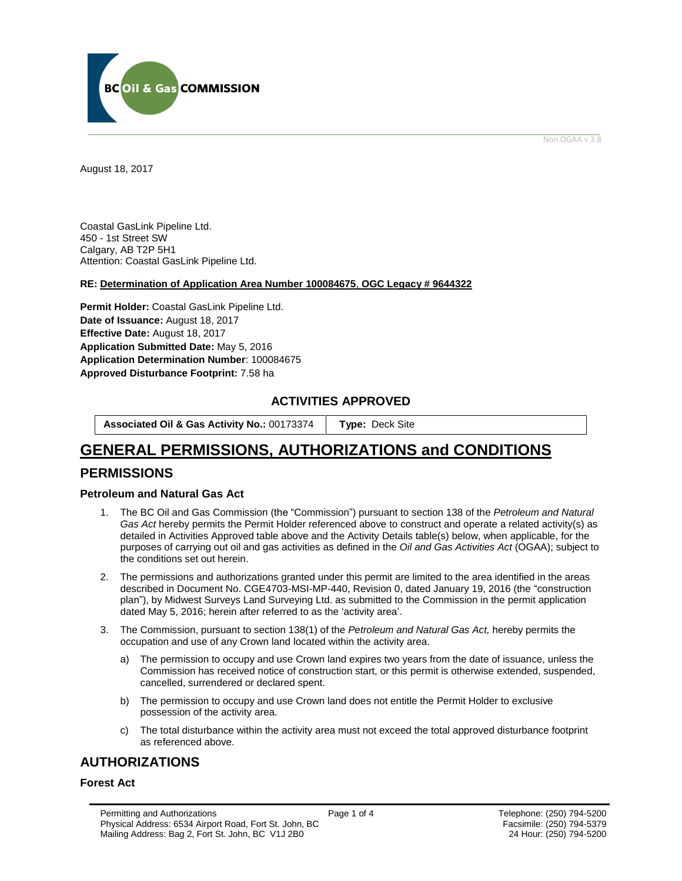BC Oil & Gas COMMISSION

Non OGAA v 3.8

August 18, 2017

Coastal GasLink Pipeline Ltd.
450 - 1st Street SW
Calgary, AB T2P 5H1
Attention: Coastal GasLink Pipeline Ltd.

**RE: Determination of Application Area Number 100084675, OGC Legacy # 9644322**

**Permit Holder:** Coastal GasLink Pipeline Ltd.
**Date of Issuance:** August 18, 2017
**Effective Date:** August 18, 2017
**Application Submitted Date:** May 5, 2016
**Application Determination Number**: 100084675
**Approved Disturbance Footprint:** 7.58 ha

## ACTIVITIES APPROVED

| **Associated Oil & Gas Activity No.:** 00173374 | **Type:** Deck Site |
|---|---|

# GENERAL PERMISSIONS, AUTHORIZATIONS and CONDITIONS

## PERMISSIONS

### Petroleum and Natural Gas Act

1. The BC Oil and Gas Commission (the "Commission") pursuant to section 138 of the *Petroleum and Natural Gas Act* hereby permits the Permit Holder referenced above to construct and operate a related activity(s) as detailed in Activities Approved table above and the Activity Details table(s) below, when applicable, for the purposes of carrying out oil and gas activities as defined in the *Oil and Gas Activities Act* (OGAA); subject to the conditions set out herein.
2. The permissions and authorizations granted under this permit are limited to the area identified in the areas described in Document No. CGE4703-MSI-MP-440, Revision 0, dated January 19, 2016 (the "construction plan"), by Midwest Surveys Land Surveying Ltd. as submitted to the Commission in the permit application dated May 5, 2016; herein after referred to as the 'activity area'.
3. The Commission, pursuant to section 138(1) of the *Petroleum and Natural Gas Act,* hereby permits the occupation and use of any Crown land located within the activity area.
   a) The permission to occupy and use Crown land expires two years from the date of issuance, unless the Commission has received notice of construction start, or this permit is otherwise extended, suspended, cancelled, surrendered or declared spent.
   b) The permission to occupy and use Crown land does not entitle the Permit Holder to exclusive possession of the activity area.
   c) The total disturbance within the activity area must not exceed the total approved disturbance footprint as referenced above.

## AUTHORIZATIONS

### Forest Act

Permitting and Authorizations
Physical Address: 6534 Airport Road, Fort St. John, BC
Mailing Address: Bag 2, Fort St. John, BC V1J 2B0

Telephone: (250) 794-5200
Facsimile: (250) 794-5379
24 Hour: (250) 794-5200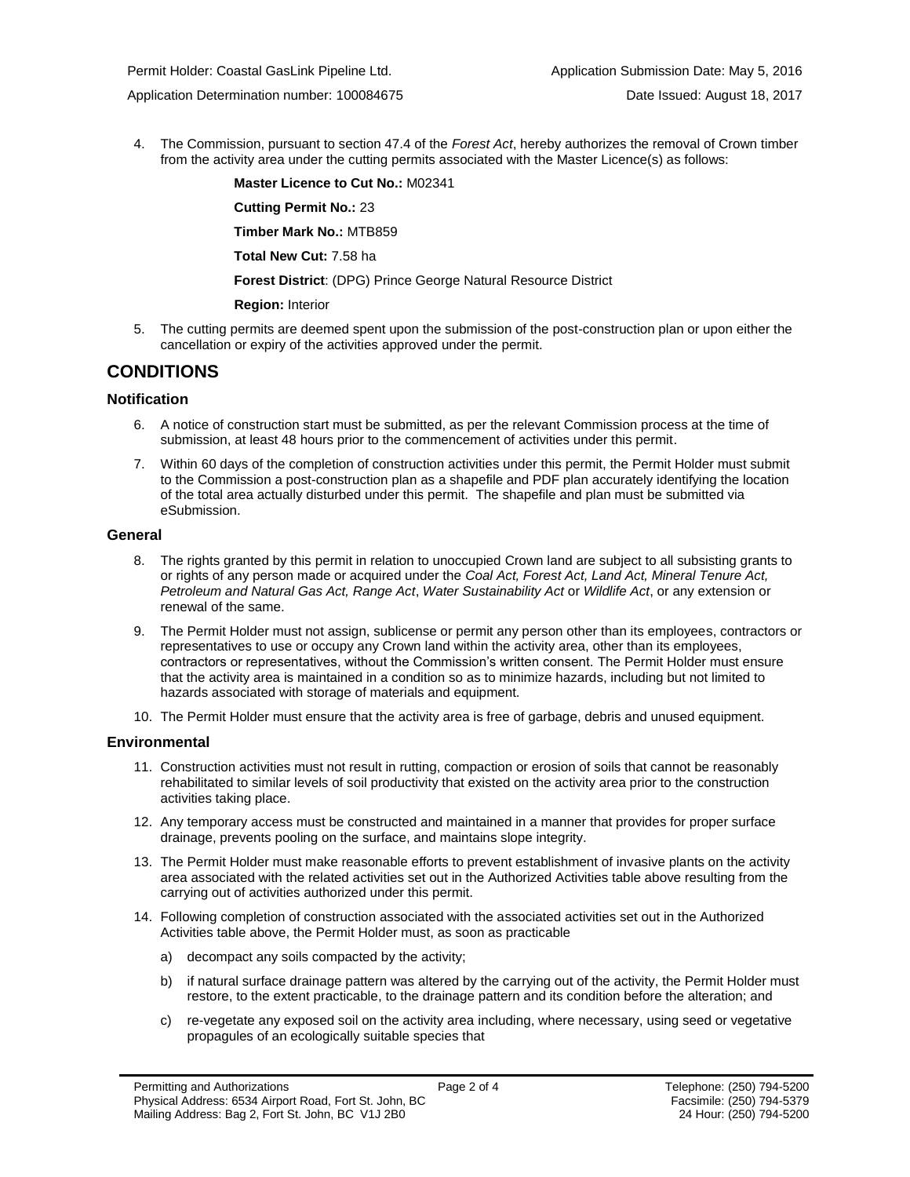4. The Commission, pursuant to section 47.4 of the *Forest Act*, hereby authorizes the removal of Crown timber from the activity area under the cutting permits associated with the Master Licence(s) as follows:

   **Master Licence to Cut No.:** M02341

   **Cutting Permit No.:** 23

   **Timber Mark No.:** MTB859

   **Total New Cut:** 7.58 ha

   **Forest District**: (DPG) Prince George Natural Resource District

   **Region:** Interior

5. The cutting permits are deemed spent upon the submission of the post-construction plan or upon either the cancellation or expiry of the activities approved under the permit.

## CONDITIONS

### Notification

6. A notice of construction start must be submitted, as per the relevant Commission process at the time of submission, at least 48 hours prior to the commencement of activities under this permit.

7. Within 60 days of the completion of construction activities under this permit, the Permit Holder must submit to the Commission a post-construction plan as a shapefile and PDF plan accurately identifying the location of the total area actually disturbed under this permit. The shapefile and plan must be submitted via eSubmission.

### General

8. The rights granted by this permit in relation to unoccupied Crown land are subject to all subsisting grants to or rights of any person made or acquired under the *Coal Act, Forest Act, Land Act, Mineral Tenure Act, Petroleum and Natural Gas Act, Range Act*, *Water Sustainability Act* or *Wildlife Act*, or any extension or renewal of the same.

9. The Permit Holder must not assign, sublicense or permit any person other than its employees, contractors or representatives to use or occupy any Crown land within the activity area, other than its employees, contractors or representatives, without the Commission's written consent. The Permit Holder must ensure that the activity area is maintained in a condition so as to minimize hazards, including but not limited to hazards associated with storage of materials and equipment.

10. The Permit Holder must ensure that the activity area is free of garbage, debris and unused equipment.

### Environmental

11. Construction activities must not result in rutting, compaction or erosion of soils that cannot be reasonably rehabilitated to similar levels of soil productivity that existed on the activity area prior to the construction activities taking place.

12. Any temporary access must be constructed and maintained in a manner that provides for proper surface drainage, prevents pooling on the surface, and maintains slope integrity.

13. The Permit Holder must make reasonable efforts to prevent establishment of invasive plants on the activity area associated with the related activities set out in the Authorized Activities table above resulting from the carrying out of activities authorized under this permit.

14. Following completion of construction associated with the associated activities set out in the Authorized Activities table above, the Permit Holder must, as soon as practicable

    a) decompact any soils compacted by the activity;

    b) if natural surface drainage pattern was altered by the carrying out of the activity, the Permit Holder must restore, to the extent practicable, to the drainage pattern and its condition before the alteration; and

    c) re-vegetate any exposed soil on the activity area including, where necessary, using seed or vegetative propagules of an ecologically suitable species that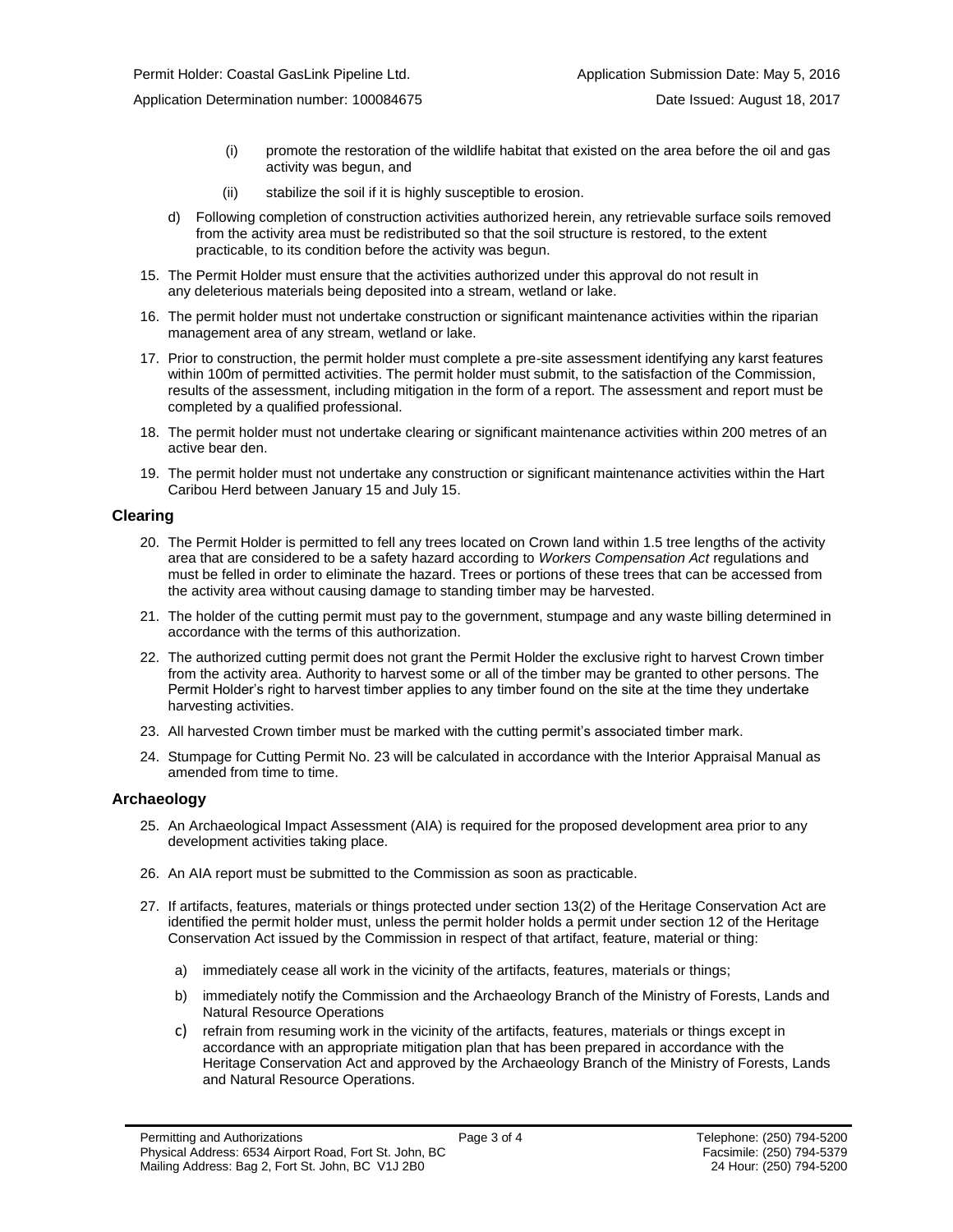(i) promote the restoration of the wildlife habitat that existed on the area before the oil and gas activity was begun, and

(ii) stabilize the soil if it is highly susceptible to erosion.

d) Following completion of construction activities authorized herein, any retrievable surface soils removed from the activity area must be redistributed so that the soil structure is restored, to the extent practicable, to its condition before the activity was begun.

15. The Permit Holder must ensure that the activities authorized under this approval do not result in any deleterious materials being deposited into a stream, wetland or lake.
16. The permit holder must not undertake construction or significant maintenance activities within the riparian management area of any stream, wetland or lake.
17. Prior to construction, the permit holder must complete a pre-site assessment identifying any karst features within 100m of permitted activities. The permit holder must submit, to the satisfaction of the Commission, results of the assessment, including mitigation in the form of a report. The assessment and report must be completed by a qualified professional.
18. The permit holder must not undertake clearing or significant maintenance activities within 200 metres of an active bear den.
19. The permit holder must not undertake any construction or significant maintenance activities within the Hart Caribou Herd between January 15 and July 15.

## Clearing

20. The Permit Holder is permitted to fell any trees located on Crown land within 1.5 tree lengths of the activity area that are considered to be a safety hazard according to *Workers Compensation Act* regulations and must be felled in order to eliminate the hazard. Trees or portions of these trees that can be accessed from the activity area without causing damage to standing timber may be harvested.
21. The holder of the cutting permit must pay to the government, stumpage and any waste billing determined in accordance with the terms of this authorization.
22. The authorized cutting permit does not grant the Permit Holder the exclusive right to harvest Crown timber from the activity area. Authority to harvest some or all of the timber may be granted to other persons. The Permit Holder's right to harvest timber applies to any timber found on the site at the time they undertake harvesting activities.
23. All harvested Crown timber must be marked with the cutting permit's associated timber mark.
24. Stumpage for Cutting Permit No. 23 will be calculated in accordance with the Interior Appraisal Manual as amended from time to time.

## Archaeology

25. An Archaeological Impact Assessment (AIA) is required for the proposed development area prior to any development activities taking place.
26. An AIA report must be submitted to the Commission as soon as practicable.
27. If artifacts, features, materials or things protected under section 13(2) of the Heritage Conservation Act are identified the permit holder must, unless the permit holder holds a permit under section 12 of the Heritage Conservation Act issued by the Commission in respect of that artifact, feature, material or thing:

    a) immediately cease all work in the vicinity of the artifacts, features, materials or things;

    b) immediately notify the Commission and the Archaeology Branch of the Ministry of Forests, Lands and Natural Resource Operations

    c) refrain from resuming work in the vicinity of the artifacts, features, materials or things except in accordance with an appropriate mitigation plan that has been prepared in accordance with the Heritage Conservation Act and approved by the Archaeology Branch of the Ministry of Forests, Lands and Natural Resource Operations.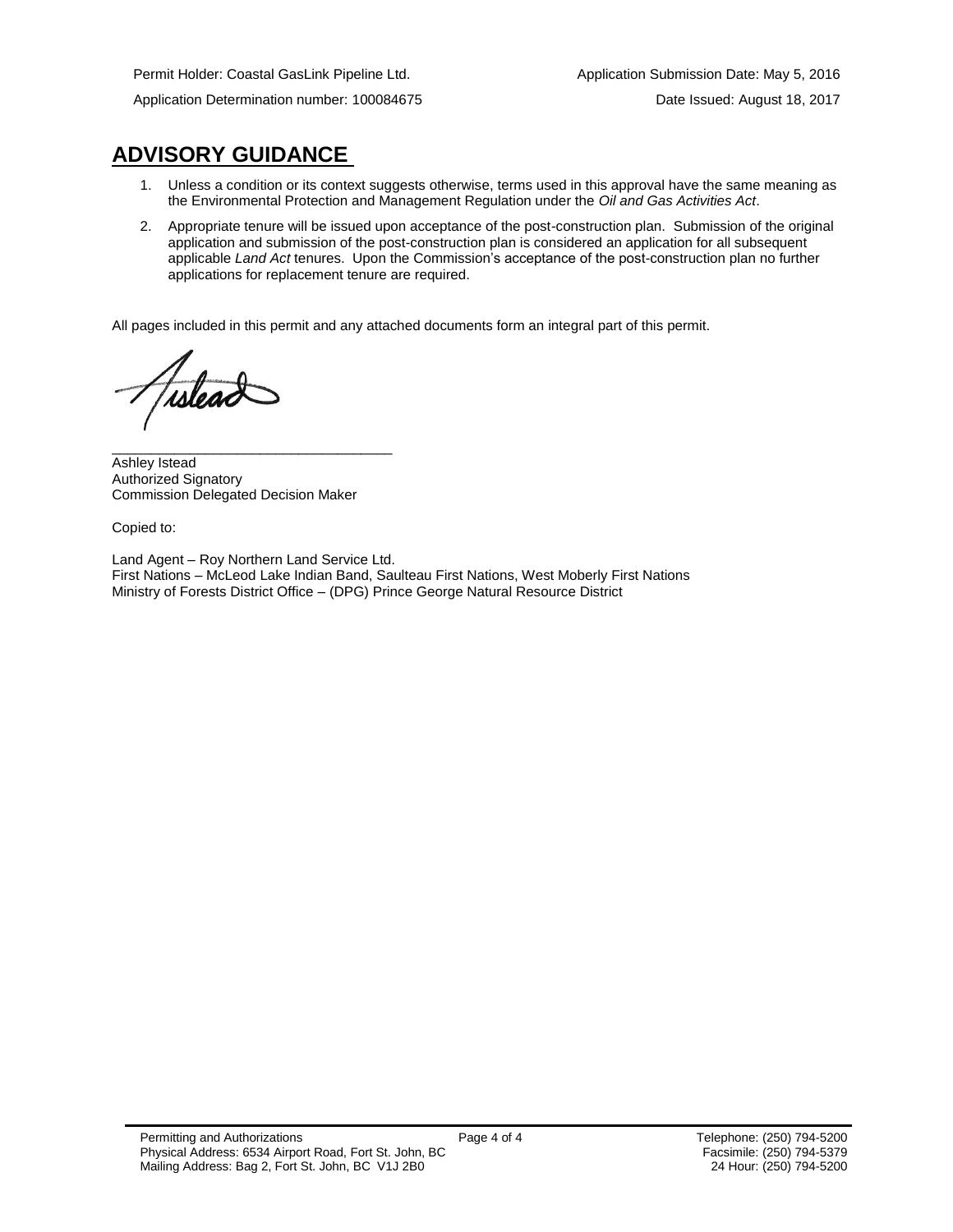Permit Holder: Coastal GasLink Pipeline Ltd.

Application Submission Date: May 5, 2016

Application Determination number: 100084675

Date Issued: August 18, 2017

## ADVISORY GUIDANCE

1. Unless a condition or its context suggests otherwise, terms used in this approval have the same meaning as the Environmental Protection and Management Regulation under the *Oil and Gas Activities Act*.
2. Appropriate tenure will be issued upon acceptance of the post-construction plan. Submission of the original application and submission of the post-construction plan is considered an application for all subsequent applicable *Land Act* tenures. Upon the Commission's acceptance of the post-construction plan no further applications for replacement tenure are required.

All pages included in this permit and any attached documents form an integral part of this permit.

Ashley Istead
Authorized Signatory
Commission Delegated Decision Maker

Copied to:

Land Agent – Roy Northern Land Service Ltd.
First Nations – McLeod Lake Indian Band, Saulteau First Nations, West Moberly First Nations
Ministry of Forests District Office – (DPG) Prince George Natural Resource District